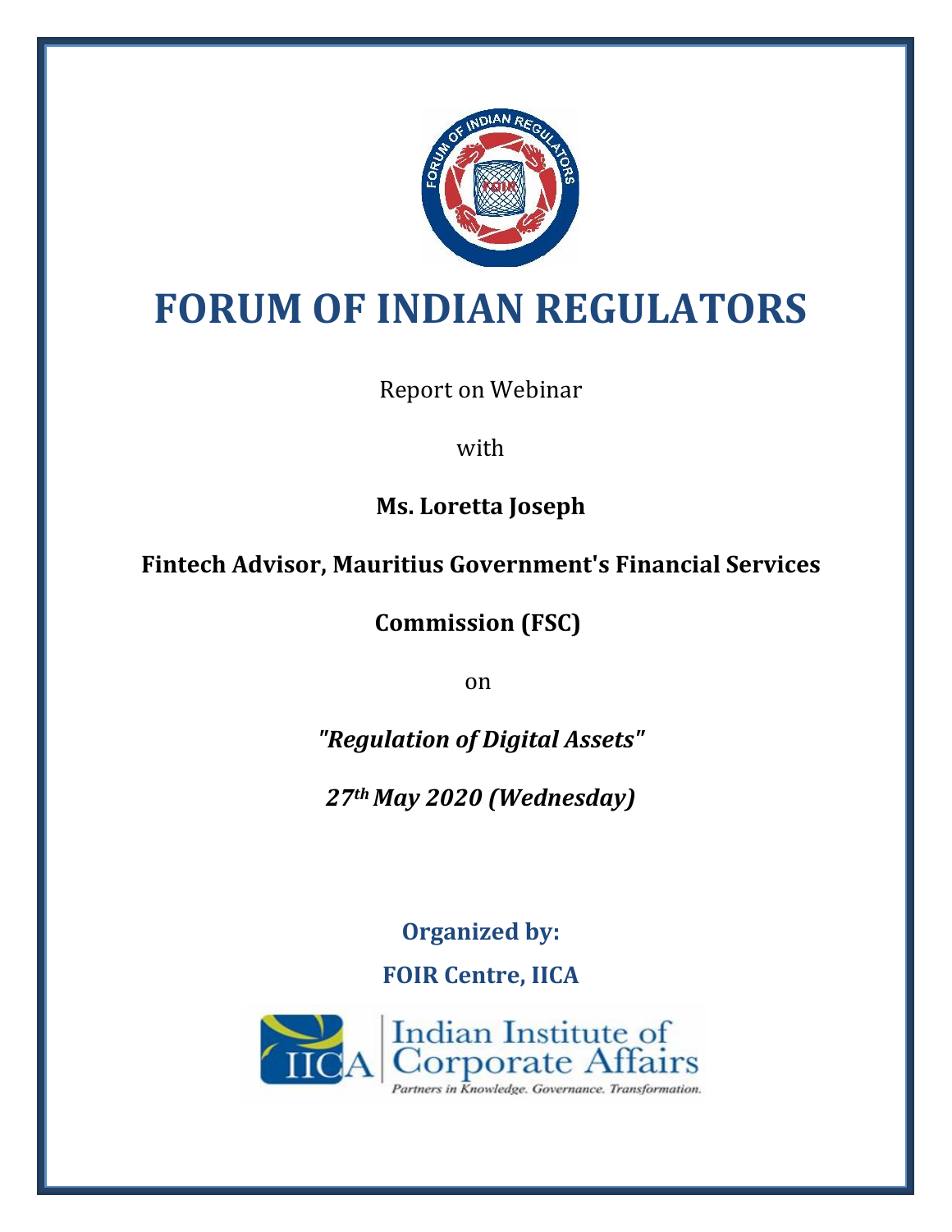# FORUM OF INDIAN REGULATORS

Report on Webinar

with

**Ms. Loretta Joseph**

**Fintech Advisor, Mauritius Government's Financial Services Commission (FSC)**

on

***"Regulation of Digital Assets"***

***27th May 2020 (Wednesday)***

**Organized by:**

**FOIR Centre, IICA**

Indian Institute of Corporate Affairs

*Partners in Knowledge. Governance. Transformation.*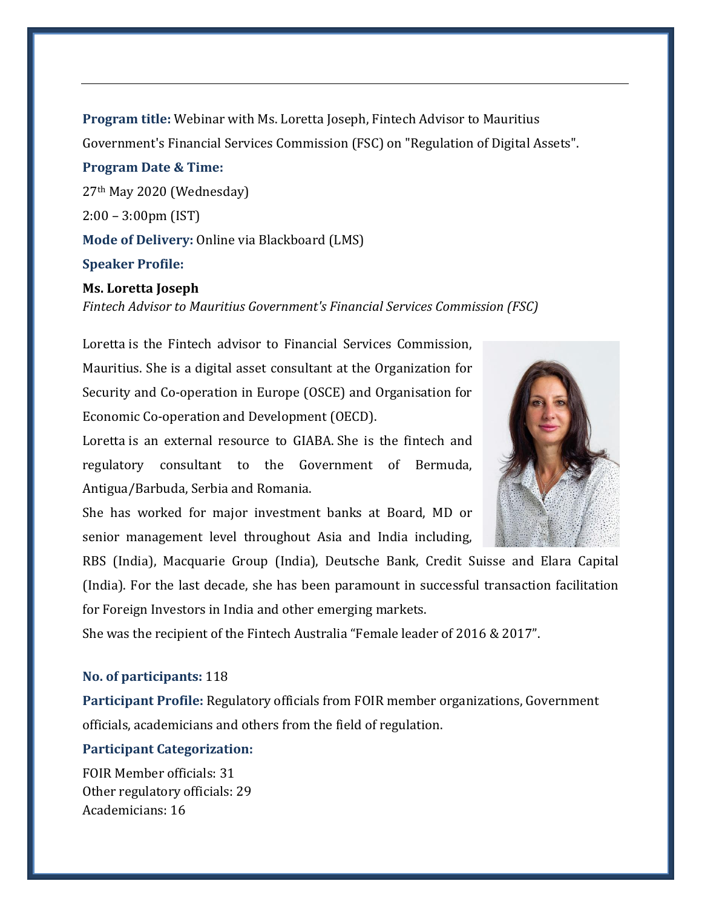---

**Program title:** Webinar with Ms. Loretta Joseph, Fintech Advisor to Mauritius Government's Financial Services Commission (FSC) on "Regulation of Digital Assets".

**Program Date & Time:**

27th May 2020 (Wednesday)

2:00 – 3:00pm (IST)

**Mode of Delivery:** Online via Blackboard (LMS)

**Speaker Profile:**

**Ms. Loretta Joseph**
*Fintech Advisor to Mauritius Government's Financial Services Commission (FSC)*

Loretta is the Fintech advisor to Financial Services Commission, Mauritius. She is a digital asset consultant at the Organization for Security and Co-operation in Europe (OSCE) and Organisation for Economic Co-operation and Development (OECD).

Loretta is an external resource to GIABA. She is the fintech and regulatory consultant to the Government of Bermuda, Antigua/Barbuda, Serbia and Romania.

She has worked for major investment banks at Board, MD or senior management level throughout Asia and India including, RBS (India), Macquarie Group (India), Deutsche Bank, Credit Suisse and Elara Capital (India). For the last decade, she has been paramount in successful transaction facilitation for Foreign Investors in India and other emerging markets.

She was the recipient of the Fintech Australia "Female leader of 2016 & 2017".

**No. of participants:** 118

**Participant Profile:** Regulatory officials from FOIR member organizations, Government officials, academicians and others from the field of regulation.

**Participant Categorization:**

FOIR Member officials: 31
Other regulatory officials: 29
Academicians: 16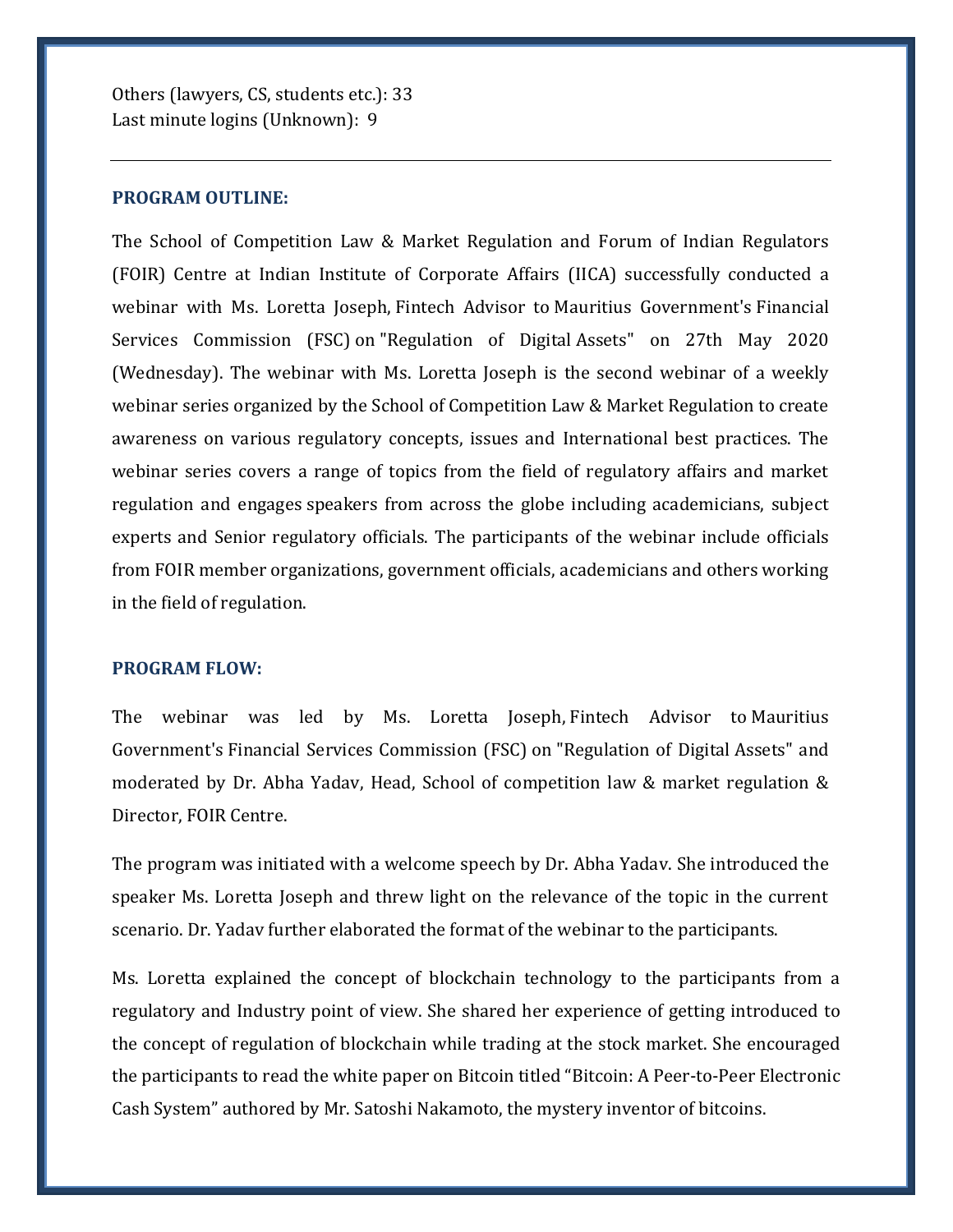Others (lawyers, CS, students etc.): 33
Last minute logins (Unknown): 9

---

**PROGRAM OUTLINE:**

The School of Competition Law & Market Regulation and Forum of Indian Regulators (FOIR) Centre at Indian Institute of Corporate Affairs (IICA) successfully conducted a webinar with Ms. Loretta Joseph, Fintech Advisor to Mauritius Government's Financial Services Commission (FSC) on "Regulation of Digital Assets" on 27th May 2020 (Wednesday). The webinar with Ms. Loretta Joseph is the second webinar of a weekly webinar series organized by the School of Competition Law & Market Regulation to create awareness on various regulatory concepts, issues and International best practices. The webinar series covers a range of topics from the field of regulatory affairs and market regulation and engages speakers from across the globe including academicians, subject experts and Senior regulatory officials. The participants of the webinar include officials from FOIR member organizations, government officials, academicians and others working in the field of regulation.

**PROGRAM FLOW:**

The webinar was led by Ms. Loretta Joseph, Fintech Advisor to Mauritius Government's Financial Services Commission (FSC) on "Regulation of Digital Assets" and moderated by Dr. Abha Yadav, Head, School of competition law & market regulation & Director, FOIR Centre.

The program was initiated with a welcome speech by Dr. Abha Yadav. She introduced the speaker Ms. Loretta Joseph and threw light on the relevance of the topic in the current scenario. Dr. Yadav further elaborated the format of the webinar to the participants.

Ms. Loretta explained the concept of blockchain technology to the participants from a regulatory and Industry point of view. She shared her experience of getting introduced to the concept of regulation of blockchain while trading at the stock market. She encouraged the participants to read the white paper on Bitcoin titled "Bitcoin: A Peer-to-Peer Electronic Cash System" authored by Mr. Satoshi Nakamoto, the mystery inventor of bitcoins.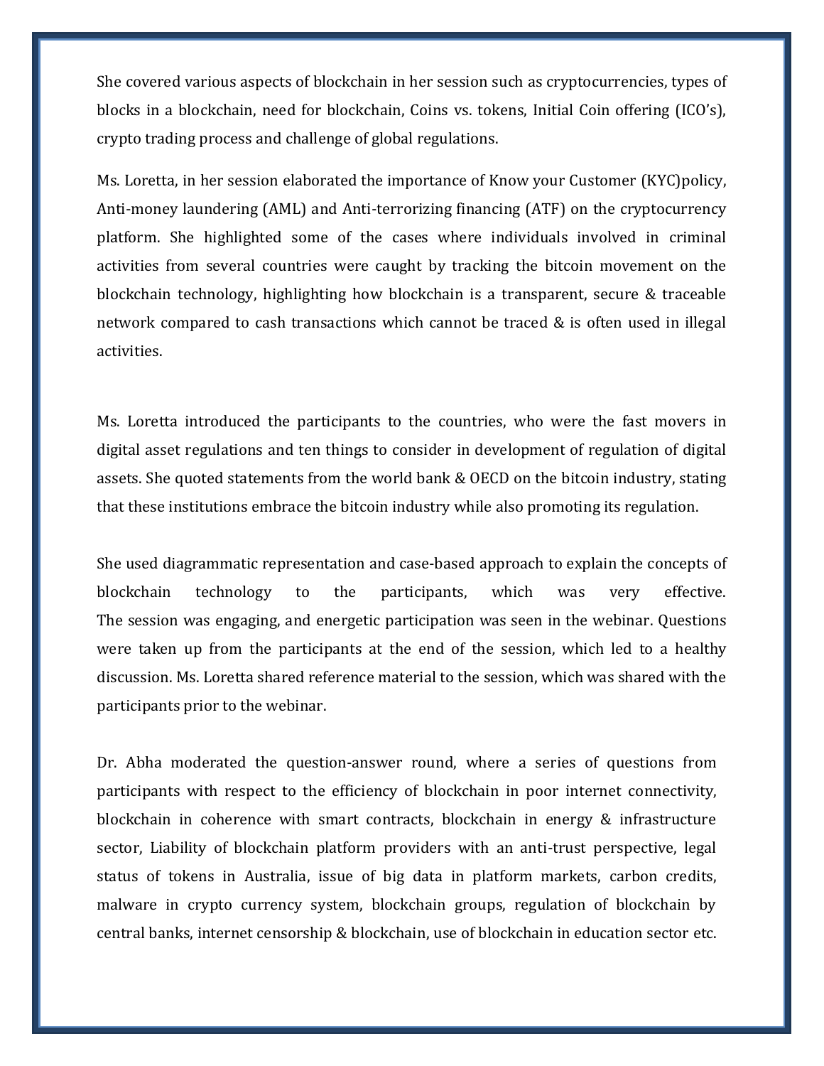She covered various aspects of blockchain in her session such as cryptocurrencies, types of blocks in a blockchain, need for blockchain, Coins vs. tokens, Initial Coin offering (ICO's), crypto trading process and challenge of global regulations.

Ms. Loretta, in her session elaborated the importance of Know your Customer (KYC)policy, Anti-money laundering (AML) and Anti-terrorizing financing (ATF) on the cryptocurrency platform. She highlighted some of the cases where individuals involved in criminal activities from several countries were caught by tracking the bitcoin movement on the blockchain technology, highlighting how blockchain is a transparent, secure & traceable network compared to cash transactions which cannot be traced & is often used in illegal activities.

Ms. Loretta introduced the participants to the countries, who were the fast movers in digital asset regulations and ten things to consider in development of regulation of digital assets. She quoted statements from the world bank & OECD on the bitcoin industry, stating that these institutions embrace the bitcoin industry while also promoting its regulation.

She used diagrammatic representation and case-based approach to explain the concepts of blockchain technology to the participants, which was very effective. The session was engaging, and energetic participation was seen in the webinar. Questions were taken up from the participants at the end of the session, which led to a healthy discussion. Ms. Loretta shared reference material to the session, which was shared with the participants prior to the webinar.

Dr. Abha moderated the question-answer round, where a series of questions from participants with respect to the efficiency of blockchain in poor internet connectivity, blockchain in coherence with smart contracts, blockchain in energy & infrastructure sector, Liability of blockchain platform providers with an anti-trust perspective, legal status of tokens in Australia, issue of big data in platform markets, carbon credits, malware in crypto currency system, blockchain groups, regulation of blockchain by central banks, internet censorship & blockchain, use of blockchain in education sector etc.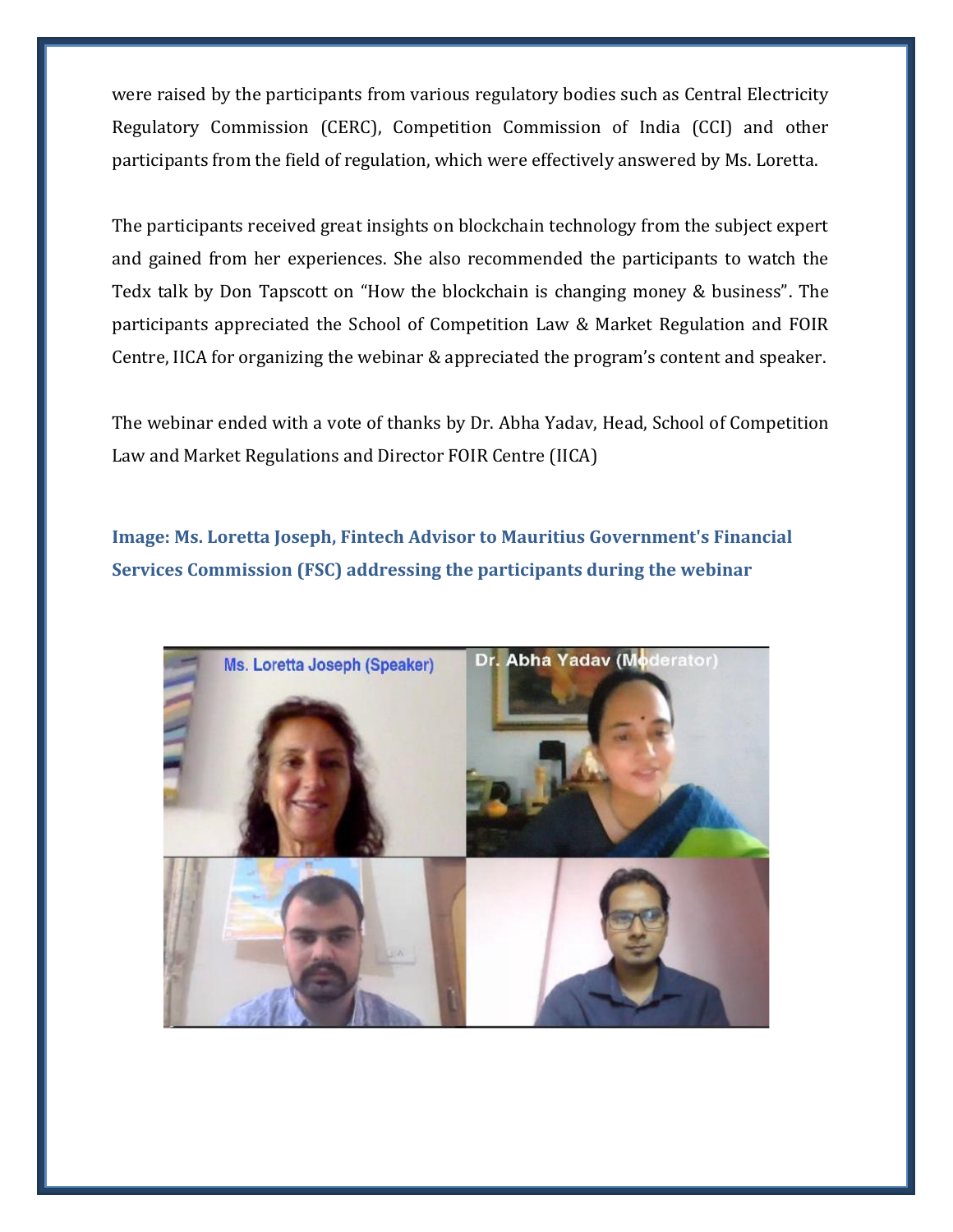were raised by the participants from various regulatory bodies such as Central Electricity Regulatory Commission (CERC), Competition Commission of India (CCI) and other participants from the field of regulation, which were effectively answered by Ms. Loretta.

The participants received great insights on blockchain technology from the subject expert and gained from her experiences. She also recommended the participants to watch the Tedx talk by Don Tapscott on "How the blockchain is changing money & business". The participants appreciated the School of Competition Law & Market Regulation and FOIR Centre, IICA for organizing the webinar & appreciated the program's content and speaker.

The webinar ended with a vote of thanks by Dr. Abha Yadav, Head, School of Competition Law and Market Regulations and Director FOIR Centre (IICA)

**Image: Ms. Loretta Joseph, Fintech Advisor to Mauritius Government's Financial Services Commission (FSC) addressing the participants during the webinar**